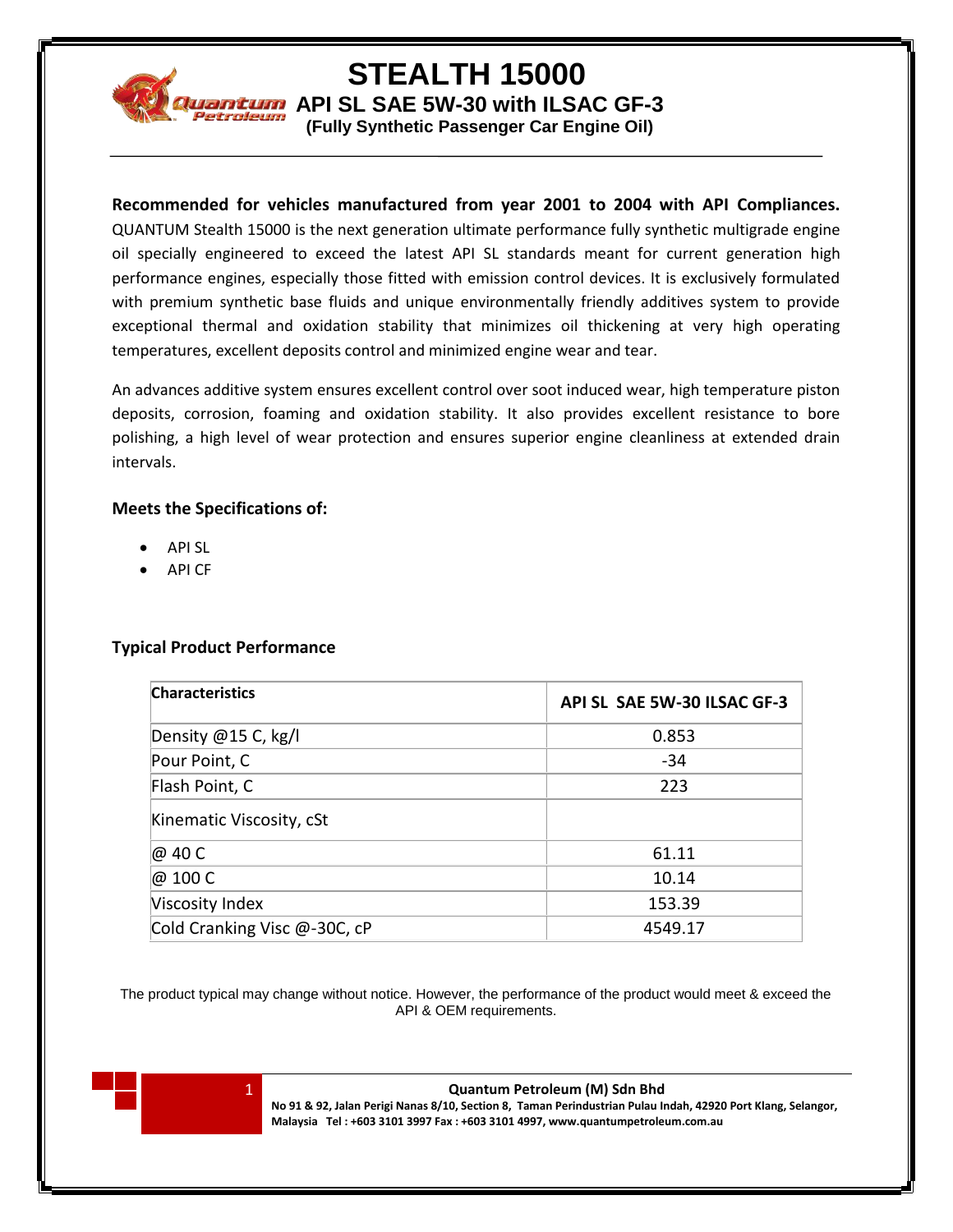# STEALTH 15000

## API SL SAE 5W-30 with ILSAC GF-3

**(Fully Synthetic Passenger Car Engine Oil)**

**Recommended for vehicles manufactured from year 2001 to 2004 with API Compliances.** QUANTUM Stealth 15000 is the next generation ultimate performance fully synthetic multigrade engine oil specially engineered to exceed the latest API SL standards meant for current generation high performance engines, especially those fitted with emission control devices. It is exclusively formulated with premium synthetic base fluids and unique environmentally friendly additives system to provide exceptional thermal and oxidation stability that minimizes oil thickening at very high operating temperatures, excellent deposits control and minimized engine wear and tear.

An advances additive system ensures excellent control over soot induced wear, high temperature piston deposits, corrosion, foaming and oxidation stability. It also provides excellent resistance to bore polishing, a high level of wear protection and ensures superior engine cleanliness at extended drain intervals.

### Meets the Specifications of:

- API SL
- API CF

### Typical Product Performance

| Characteristics | API SL SAE 5W-30 ILSAC GF-3 |
|---|---|
| Density @15 C, kg/l | 0.853 |
| Pour Point, C | -34 |
| Flash Point, C | 223 |
| Kinematic Viscosity, cSt | |
| @ 40 C | 61.11 |
| @ 100 C | 10.14 |
| Viscosity Index | 153.39 |
| Cold Cranking Visc @-30C, cP | 4549.17 |

The product typical may change without notice. However, the performance of the product would meet & exceed the API & OEM requirements.

**Quantum Petroleum (M) Sdn Bhd**
**No 91 & 92, Jalan Perigi Nanas 8/10, Section 8, Taman Perindustrian Pulau Indah, 42920 Port Klang, Selangor, Malaysia Tel : +603 3101 3997 Fax : +603 3101 4997, www.quantumpetroleum.com.au**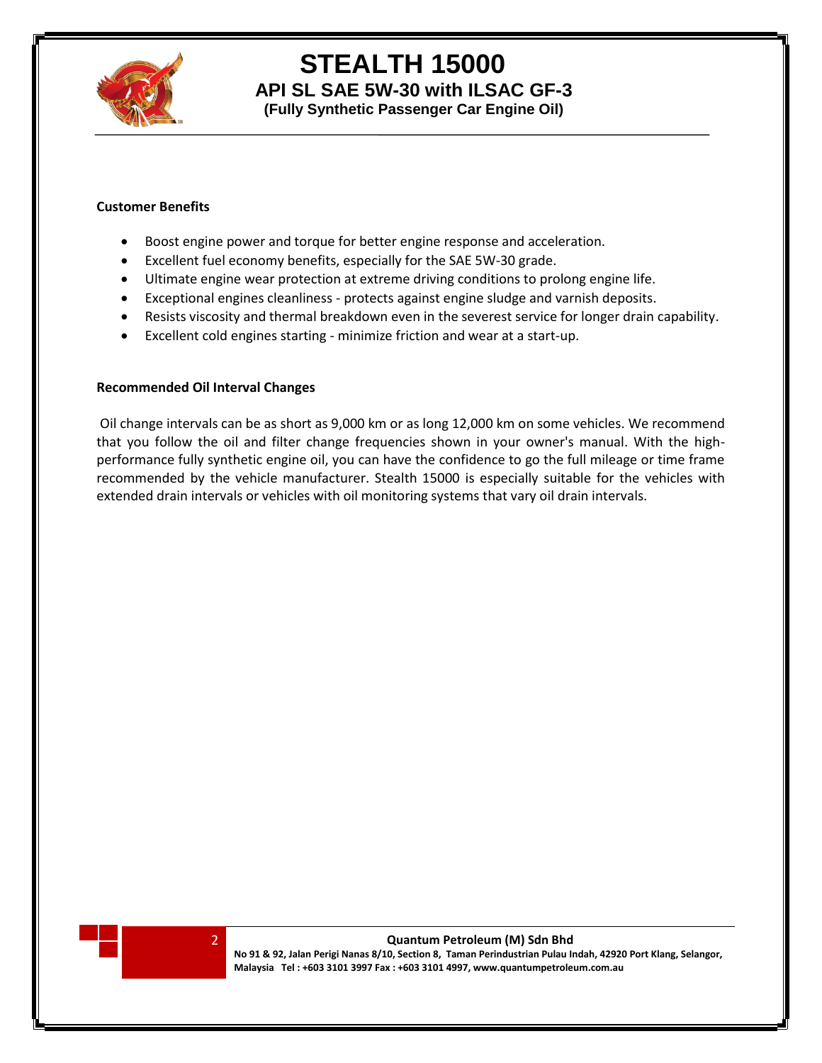# STEALTH 15000

## API SL SAE 5W-30 with ILSAC GF-3

**(Fully Synthetic Passenger Car Engine Oil)**

**Customer Benefits**

- Boost engine power and torque for better engine response and acceleration.
- Excellent fuel economy benefits, especially for the SAE 5W-30 grade.
- Ultimate engine wear protection at extreme driving conditions to prolong engine life.
- Exceptional engines cleanliness - protects against engine sludge and varnish deposits.
- Resists viscosity and thermal breakdown even in the severest service for longer drain capability.
- Excellent cold engines starting - minimize friction and wear at a start-up.

**Recommended Oil Interval Changes**

Oil change intervals can be as short as 9,000 km or as long 12,000 km on some vehicles. We recommend that you follow the oil and filter change frequencies shown in your owner's manual. With the high-performance fully synthetic engine oil, you can have the confidence to go the full mileage or time frame recommended by the vehicle manufacturer. Stealth 15000 is especially suitable for the vehicles with extended drain intervals or vehicles with oil monitoring systems that vary oil drain intervals.

**Quantum Petroleum (M) Sdn Bhd**

**No 91 & 92, Jalan Perigi Nanas 8/10, Section 8, Taman Perindustrian Pulau Indah, 42920 Port Klang, Selangor, Malaysia Tel : +603 3101 3997 Fax : +603 3101 4997, www.quantumpetroleum.com.au**